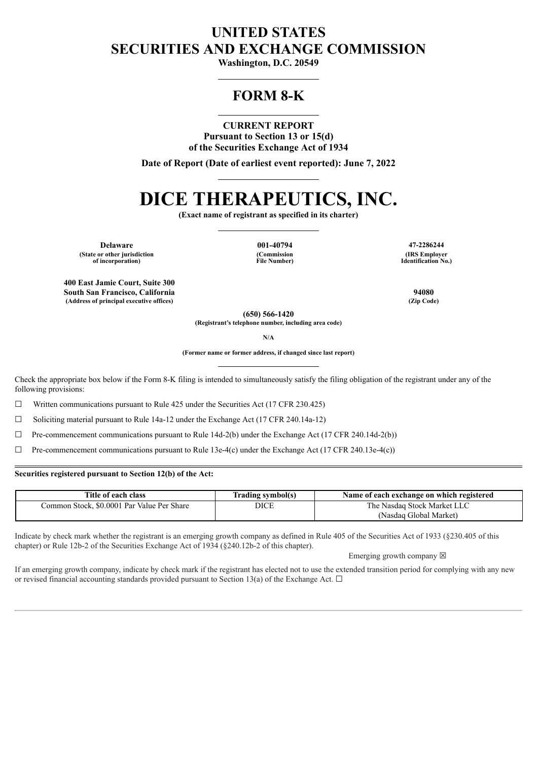# UNITED STATES
# SECURITIES AND EXCHANGE COMMISSION

**Washington, D.C. 20549**

## FORM 8-K

**CURRENT REPORT**
**Pursuant to Section 13 or 15(d)**
**of the Securities Exchange Act of 1934**

**Date of Report (Date of earliest event reported): June 7, 2022**

# DICE THERAPEUTICS, INC.

**(Exact name of registrant as specified in its charter)**

| **Delaware** | **001-40794** | **47-2286244** |
|---|---|---|
| **(State or other jurisdiction of incorporation)** | **(Commission File Number)** | **(IRS Employer Identification No.)** |

| | |
|---|---|
| **400 East Jamie Court, Suite 300** | |
| **South San Francisco, California** | **94080** |
| **(Address of principal executive offices)** | **(Zip Code)** |

**(650) 566-1420**
**(Registrant's telephone number, including area code)**

**N/A**

**(Former name or former address, if changed since last report)**

Check the appropriate box below if the Form 8-K filing is intended to simultaneously satisfy the filing obligation of the registrant under any of the following provisions:

☐ Written communications pursuant to Rule 425 under the Securities Act (17 CFR 230.425)

☐ Soliciting material pursuant to Rule 14a-12 under the Exchange Act (17 CFR 240.14a-12)

☐ Pre-commencement communications pursuant to Rule 14d-2(b) under the Exchange Act (17 CFR 240.14d-2(b))

☐ Pre-commencement communications pursuant to Rule 13e-4(c) under the Exchange Act (17 CFR 240.13e-4(c))

**Securities registered pursuant to Section 12(b) of the Act:**

| Title of each class | Trading symbol(s) | Name of each exchange on which registered |
|---|---|---|
| Common Stock, $0.0001 Par Value Per Share | DICE | The Nasdaq Stock Market LLC (Nasdaq Global Market) |

Indicate by check mark whether the registrant is an emerging growth company as defined in Rule 405 of the Securities Act of 1933 (§230.405 of this chapter) or Rule 12b-2 of the Securities Exchange Act of 1934 (§240.12b-2 of this chapter).

Emerging growth company ☒

If an emerging growth company, indicate by check mark if the registrant has elected not to use the extended transition period for complying with any new or revised financial accounting standards provided pursuant to Section 13(a) of the Exchange Act. ☐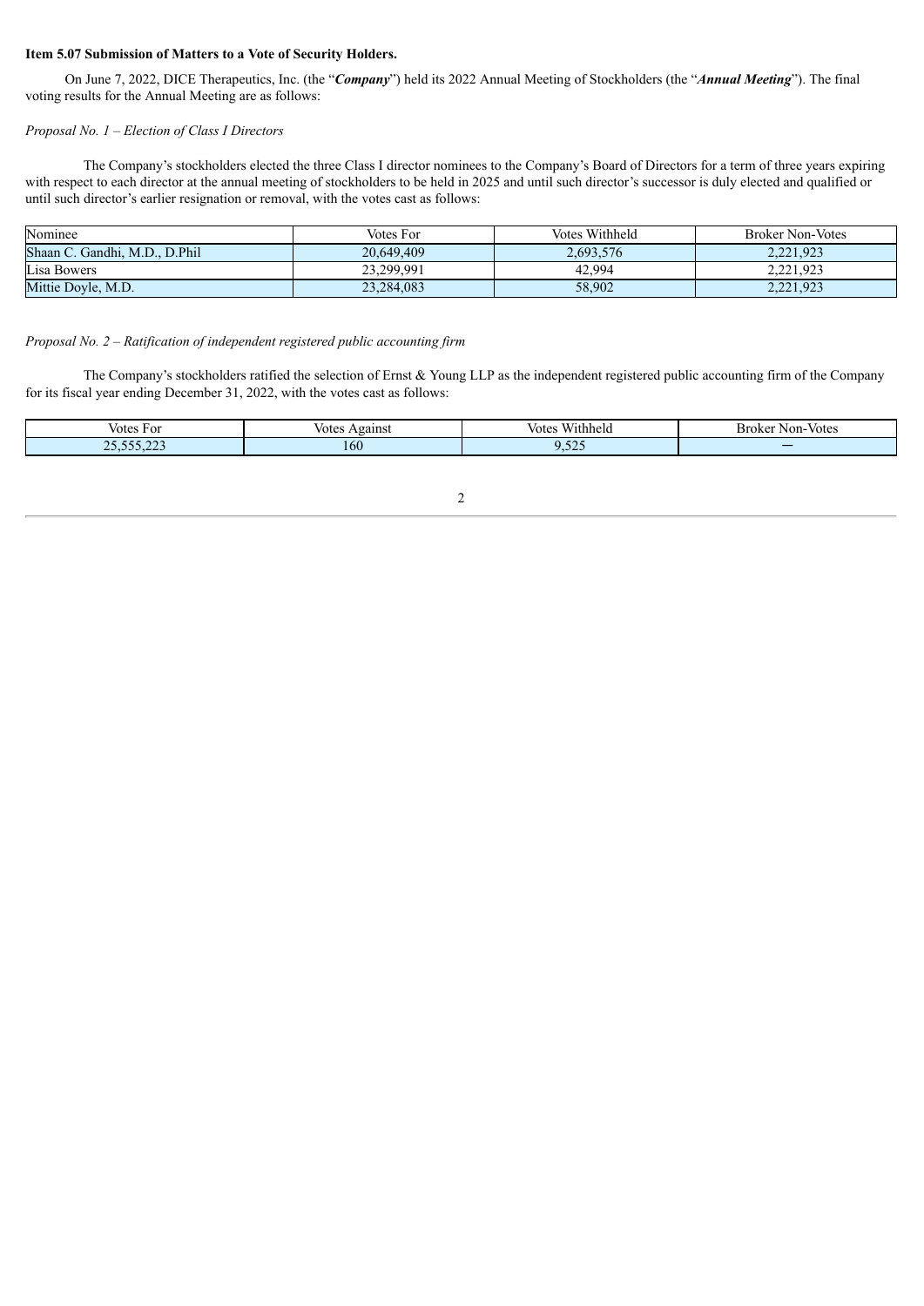**Item 5.07 Submission of Matters to a Vote of Security Holders.**

On June 7, 2022, DICE Therapeutics, Inc. (the "***Company***") held its 2022 Annual Meeting of Stockholders (the "***Annual Meeting***"). The final voting results for the Annual Meeting are as follows:

*Proposal No. 1 – Election of Class I Directors*

The Company's stockholders elected the three Class I director nominees to the Company's Board of Directors for a term of three years expiring with respect to each director at the annual meeting of stockholders to be held in 2025 and until such director's successor is duly elected and qualified or until such director's earlier resignation or removal, with the votes cast as follows:

| Nominee | Votes For | Votes Withheld | Broker Non-Votes |
| --- | --- | --- | --- |
| Shaan C. Gandhi, M.D., D.Phil | 20,649,409 | 2,693,576 | 2,221,923 |
| Lisa Bowers | 23,299,991 | 42,994 | 2,221,923 |
| Mittie Doyle, M.D. | 23,284,083 | 58,902 | 2,221,923 |

*Proposal No. 2 – Ratification of independent registered public accounting firm*

The Company's stockholders ratified the selection of Ernst & Young LLP as the independent registered public accounting firm of the Company for its fiscal year ending December 31, 2022, with the votes cast as follows:

| Votes For | Votes Against | Votes Withheld | Broker Non-Votes |
| --- | --- | --- | --- |
| 25,555,223 | 160 | 9,525 | — |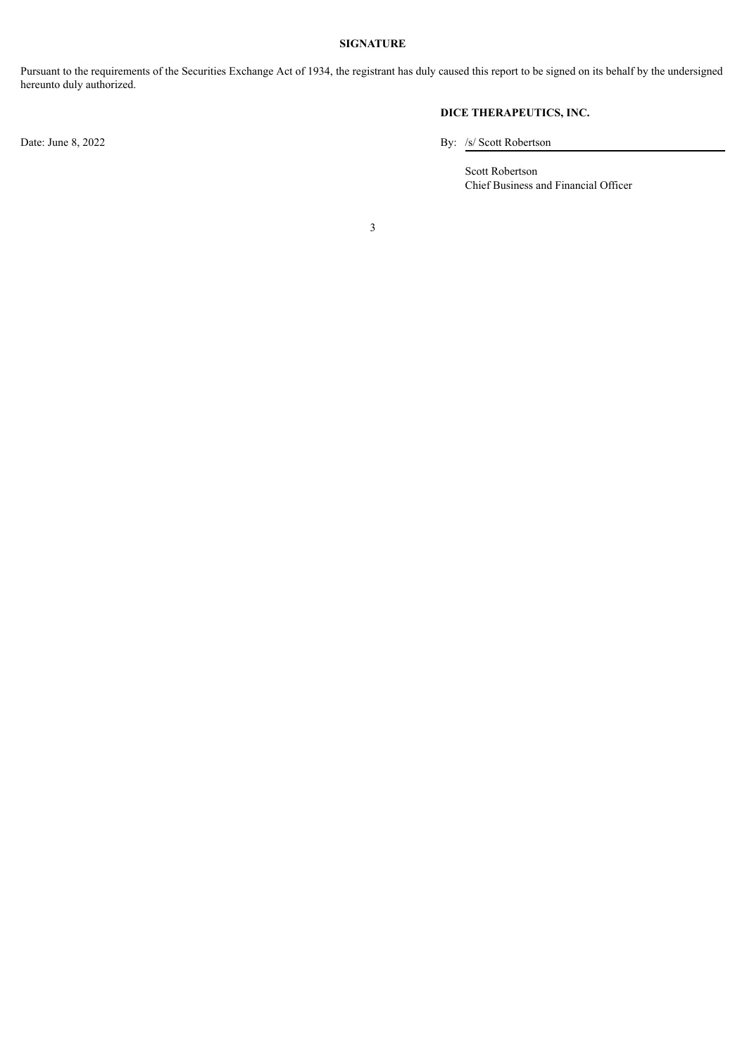**SIGNATURE**

Pursuant to the requirements of the Securities Exchange Act of 1934, the registrant has duly caused this report to be signed on its behalf by the undersigned hereunto duly authorized.

**DICE THERAPEUTICS, INC.**

Date: June 8, 2022

By: /s/ Scott Robertson

Scott Robertson
Chief Business and Financial Officer